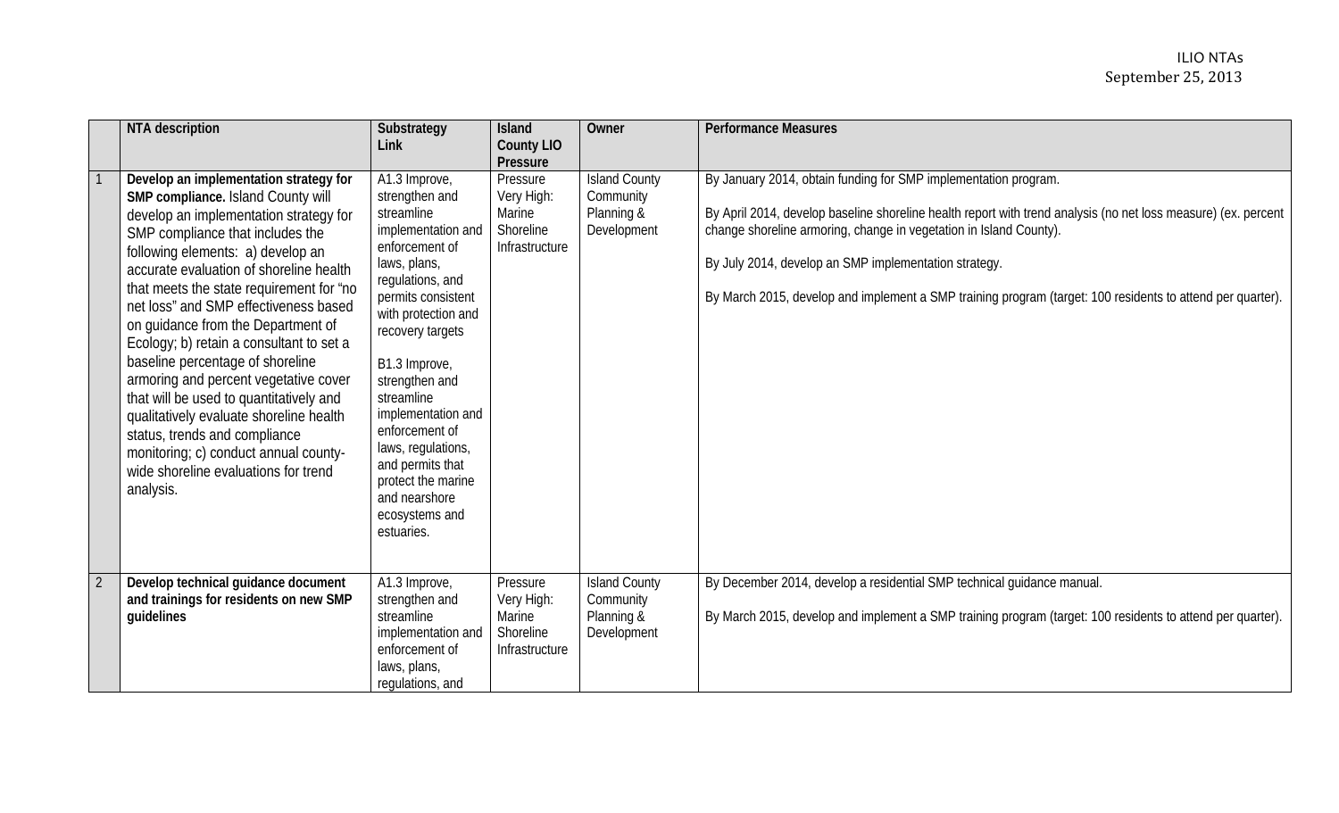| | NTA description | Substrategy Link | Island County LIO Pressure | Owner | Performance Measures |
|---|---|---|---|---|---|
| 1 | **Develop an implementation strategy for SMP compliance.** Island County will develop an implementation strategy for SMP compliance that includes the following elements: a) develop an accurate evaluation of shoreline health that meets the state requirement for "no net loss" and SMP effectiveness based on guidance from the Department of Ecology; b) retain a consultant to set a baseline percentage of shoreline armoring and percent vegetative cover that will be used to quantitatively and qualitatively evaluate shoreline health status, trends and compliance monitoring; c) conduct annual county-wide shoreline evaluations for trend analysis. | A1.3 Improve, strengthen and streamline implementation and enforcement of laws, plans, regulations, and permits consistent with protection and recovery targets<br><br>B1.3 Improve, strengthen and streamline implementation and enforcement of laws, regulations, and permits that protect the marine and nearshore ecosystems and estuaries. | Pressure Very High: Marine Shoreline Infrastructure | Island County Community Planning & Development | By January 2014, obtain funding for SMP implementation program.<br><br>By April 2014, develop baseline shoreline health report with trend analysis (no net loss measure) (ex. percent change shoreline armoring, change in vegetation in Island County).<br><br>By July 2014, develop an SMP implementation strategy.<br><br>By March 2015, develop and implement a SMP training program (target: 100 residents to attend per quarter). |
| 2 | **Develop technical guidance document and trainings for residents on new SMP guidelines** | A1.3 Improve, strengthen and streamline implementation and enforcement of laws, plans, regulations, and | Pressure Very High: Marine Shoreline Infrastructure | Island County Community Planning & Development | By December 2014, develop a residential SMP technical guidance manual.<br><br>By March 2015, develop and implement a SMP training program (target: 100 residents to attend per quarter). |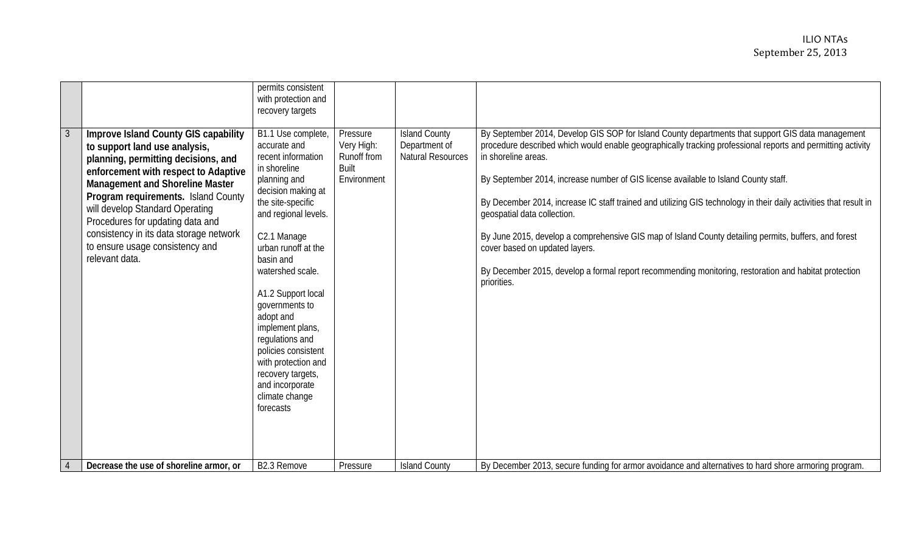| | | | | | |
|---|---|---|---|---|---|
| | | permits consistent with protection and recovery targets | | | |
| 3 | **Improve Island County GIS capability to support land use analysis, planning, permitting decisions, and enforcement with respect to Adaptive Management and Shoreline Master Program requirements.** Island County will develop Standard Operating Procedures for updating data and consistency in its data storage network to ensure usage consistency and relevant data. | B1.1 Use complete, accurate and recent information in shoreline planning and decision making at the site-specific and regional levels.<br><br>C2.1 Manage urban runoff at the basin and watershed scale.<br><br>A1.2 Support local governments to adopt and implement plans, regulations and policies consistent with protection and recovery targets, and incorporate climate change forecasts | Pressure Very High: Runoff from Built Environment | Island County Department of Natural Resources | By September 2014, Develop GIS SOP for Island County departments that support GIS data management procedure described which would enable geographically tracking professional reports and permitting activity in shoreline areas.<br><br>By September 2014, increase number of GIS license available to Island County staff.<br><br>By December 2014, increase IC staff trained and utilizing GIS technology in their daily activities that result in geospatial data collection.<br><br>By June 2015, develop a comprehensive GIS map of Island County detailing permits, buffers, and forest cover based on updated layers.<br><br>By December 2015, develop a formal report recommending monitoring, restoration and habitat protection priorities. |
| 4 | **Decrease the use of shoreline armor, or** | B2.3 Remove | Pressure | Island County | By December 2013, secure funding for armor avoidance and alternatives to hard shore armoring program. |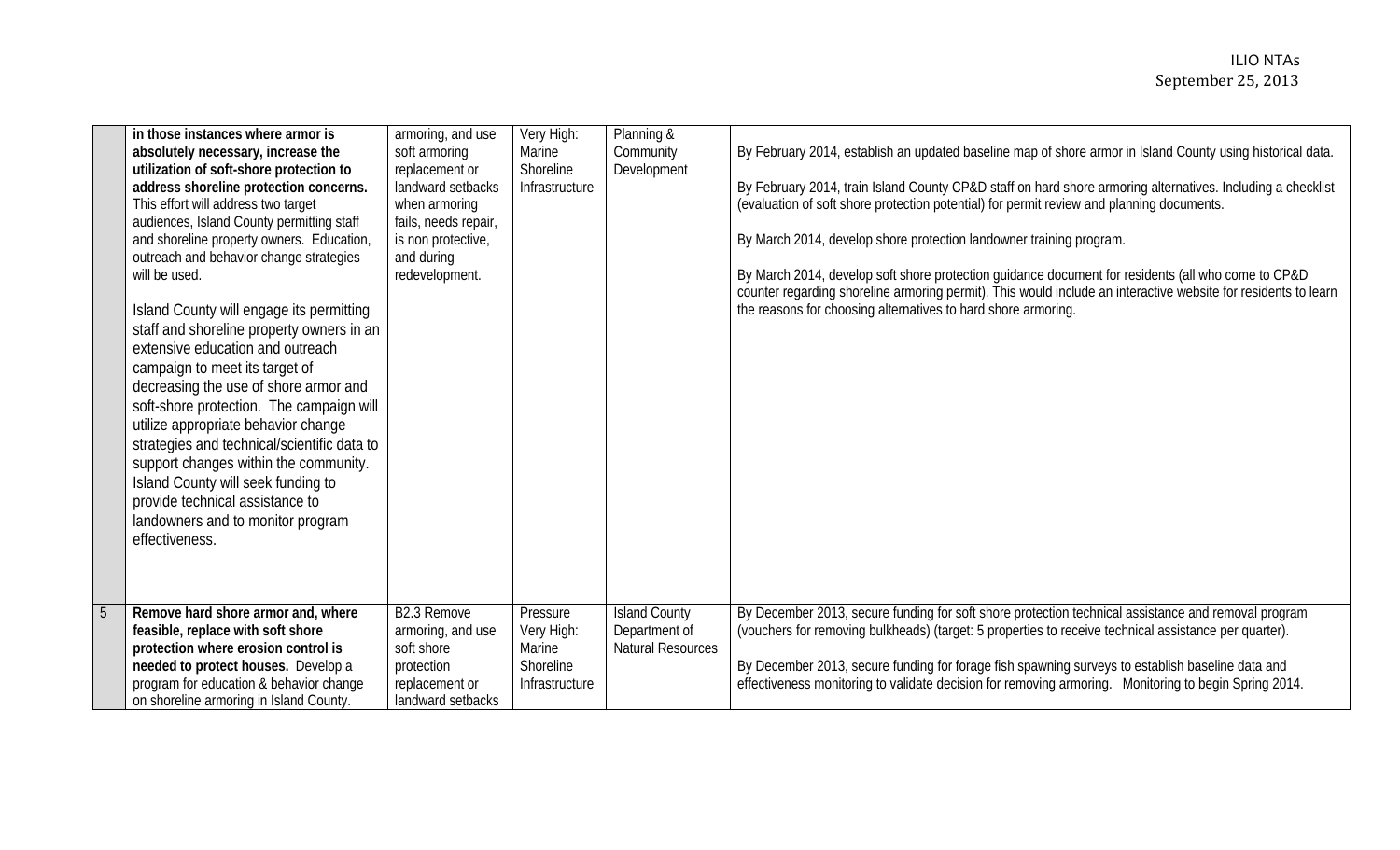| | | | | | |
|---|---|---|---|---|---|
| | **in those instances where armor is absolutely necessary, increase the utilization of soft-shore protection to address shoreline protection concerns.** This effort will address two target audiences, Island County permitting staff and shoreline property owners. Education, outreach and behavior change strategies will be used.<br><br>Island County will engage its permitting staff and shoreline property owners in an extensive education and outreach campaign to meet its target of decreasing the use of shore armor and soft-shore protection. The campaign will utilize appropriate behavior change strategies and technical/scientific data to support changes within the community. Island County will seek funding to provide technical assistance to landowners and to monitor program effectiveness. | armoring, and use soft armoring replacement or landward setbacks when armoring fails, needs repair, is non protective, and during redevelopment. | Very High: Marine Shoreline Infrastructure | Planning & Community Development | By February 2014, establish an updated baseline map of shore armor in Island County using historical data.<br><br>By February 2014, train Island County CP&D staff on hard shore armoring alternatives. Including a checklist (evaluation of soft shore protection potential) for permit review and planning documents.<br><br>By March 2014, develop shore protection landowner training program.<br><br>By March 2014, develop soft shore protection guidance document for residents (all who come to CP&D counter regarding shoreline armoring permit). This would include an interactive website for residents to learn the reasons for choosing alternatives to hard shore armoring. |
| 5 | **Remove hard shore armor and, where feasible, replace with soft shore protection where erosion control is needed to protect houses.** Develop a program for education & behavior change on shoreline armoring in Island County. | B2.3 Remove armoring, and use soft shore protection replacement or landward setbacks | Pressure Very High: Marine Shoreline Infrastructure | Island County Department of Natural Resources | By December 2013, secure funding for soft shore protection technical assistance and removal program (vouchers for removing bulkheads) (target: 5 properties to receive technical assistance per quarter).<br><br>By December 2013, secure funding for forage fish spawning surveys to establish baseline data and effectiveness monitoring to validate decision for removing armoring. Monitoring to begin Spring 2014. |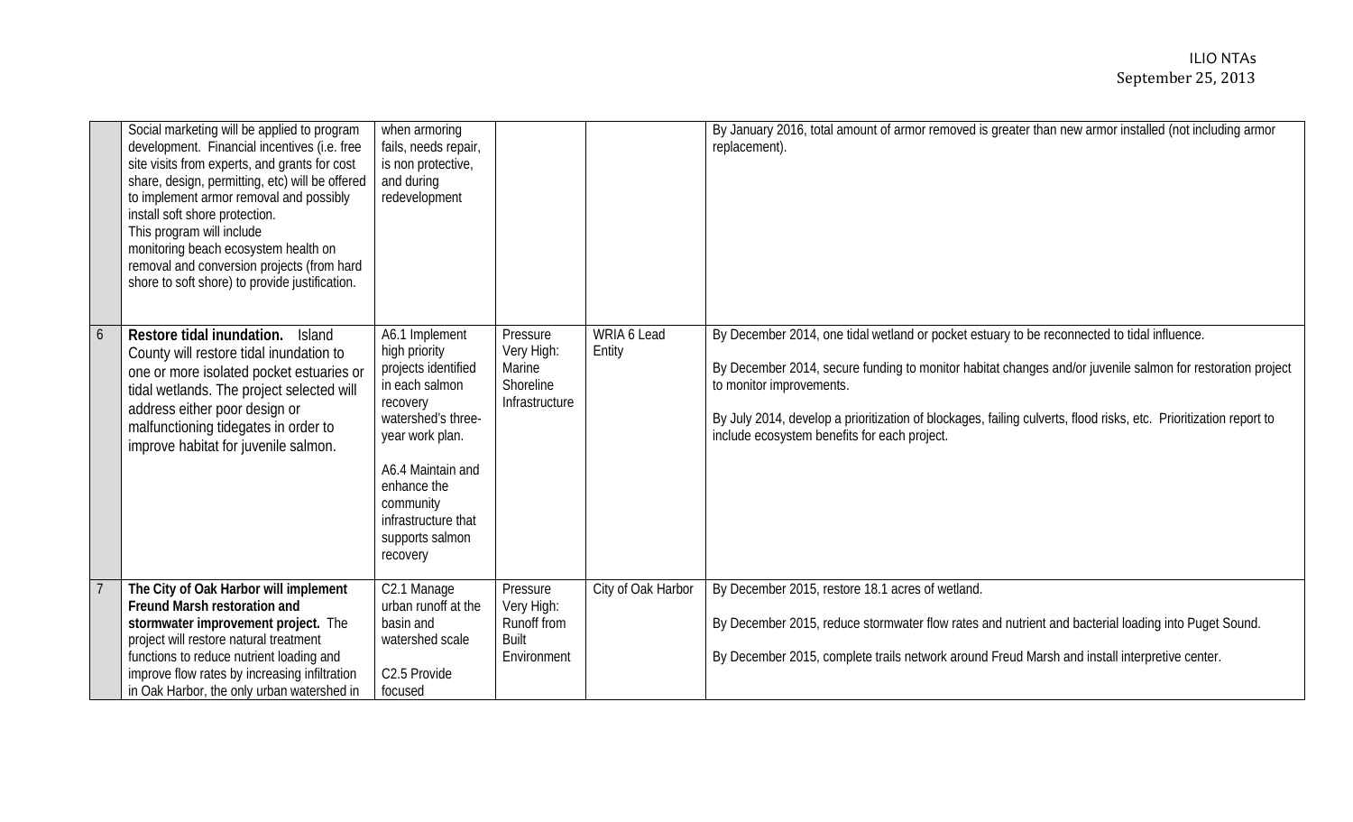| | | | | | |
|---|---|---|---|---|---|
| | Social marketing will be applied to program development. Financial incentives (i.e. free site visits from experts, and grants for cost share, design, permitting, etc) will be offered to implement armor removal and possibly install soft shore protection. This program will include monitoring beach ecosystem health on removal and conversion projects (from hard shore to soft shore) to provide justification. | when armoring fails, needs repair, is non protective, and during redevelopment | | | By January 2016, total amount of armor removed is greater than new armor installed (not including armor replacement). |
| 6 | **Restore tidal inundation.** Island County will restore tidal inundation to one or more isolated pocket estuaries or tidal wetlands. The project selected will address either poor design or malfunctioning tidegates in order to improve habitat for juvenile salmon. | A6.1 Implement high priority projects identified in each salmon recovery watershed's three-year work plan.<br><br>A6.4 Maintain and enhance the community infrastructure that supports salmon recovery | Pressure Very High: Marine Shoreline Infrastructure | WRIA 6 Lead Entity | By December 2014, one tidal wetland or pocket estuary to be reconnected to tidal influence.<br><br>By December 2014, secure funding to monitor habitat changes and/or juvenile salmon for restoration project to monitor improvements.<br><br>By July 2014, develop a prioritization of blockages, failing culverts, flood risks, etc. Prioritization report to include ecosystem benefits for each project. |
| 7 | **The City of Oak Harbor will implement Freund Marsh restoration and stormwater improvement project.** The project will restore natural treatment functions to reduce nutrient loading and improve flow rates by increasing infiltration in Oak Harbor, the only urban watershed in | C2.1 Manage urban runoff at the basin and watershed scale<br><br>C2.5 Provide focused | Pressure Very High: Runoff from Built Environment | City of Oak Harbor | By December 2015, restore 18.1 acres of wetland.<br><br>By December 2015, reduce stormwater flow rates and nutrient and bacterial loading into Puget Sound.<br><br>By December 2015, complete trails network around Freud Marsh and install interpretive center. |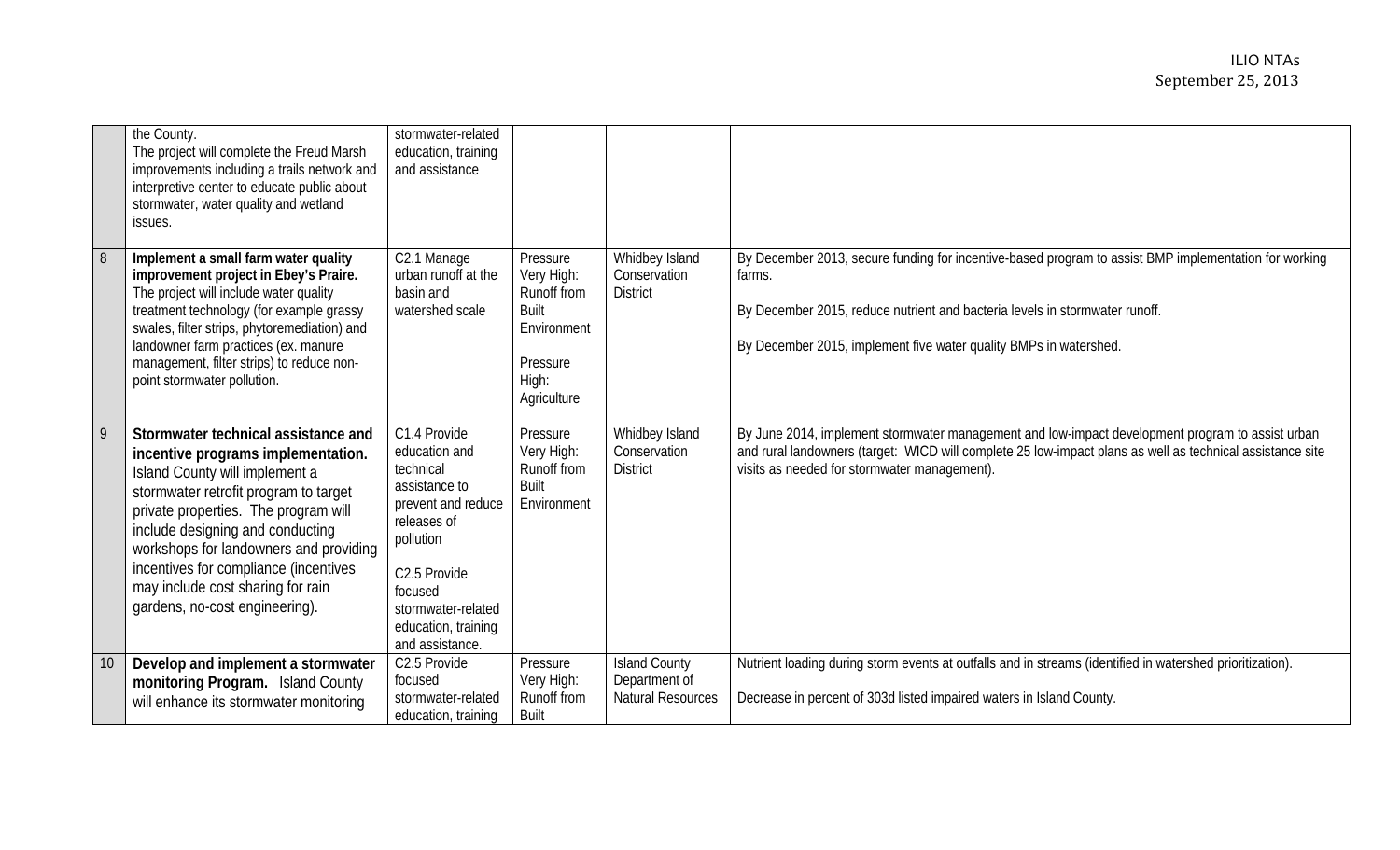| | | | | | |
|---|---|---|---|---|---|
| | the County.<br>The project will complete the Freud Marsh improvements including a trails network and interpretive center to educate public about stormwater, water quality and wetland issues. | stormwater-related education, training and assistance | | | |
| 8 | **Implement a small farm water quality improvement project in Ebey's Praire.** The project will include water quality treatment technology (for example grassy swales, filter strips, phytoremediation) and landowner farm practices (ex. manure management, filter strips) to reduce non-point stormwater pollution. | C2.1 Manage urban runoff at the basin and watershed scale | Pressure Very High: Runoff from Built Environment<br><br>Pressure High: Agriculture | Whidbey Island Conservation District | By December 2013, secure funding for incentive-based program to assist BMP implementation for working farms.<br><br>By December 2015, reduce nutrient and bacteria levels in stormwater runoff.<br><br>By December 2015, implement five water quality BMPs in watershed. |
| 9 | **Stormwater technical assistance and incentive programs implementation.** Island County will implement a stormwater retrofit program to target private properties. The program will include designing and conducting workshops for landowners and providing incentives for compliance (incentives may include cost sharing for rain gardens, no-cost engineering). | C1.4 Provide education and technical assistance to prevent and reduce releases of pollution<br><br>C2.5 Provide focused stormwater-related education, training and assistance. | Pressure Very High: Runoff from Built Environment | Whidbey Island Conservation District | By June 2014, implement stormwater management and low-impact development program to assist urban and rural landowners (target: WICD will complete 25 low-impact plans as well as technical assistance site visits as needed for stormwater management). |
| 10 | **Develop and implement a stormwater monitoring Program.** Island County will enhance its stormwater monitoring | C2.5 Provide focused stormwater-related education, training | Pressure Very High: Runoff from Built | Island County Department of Natural Resources | Nutrient loading during storm events at outfalls and in streams (identified in watershed prioritization).<br><br>Decrease in percent of 303d listed impaired waters in Island County. |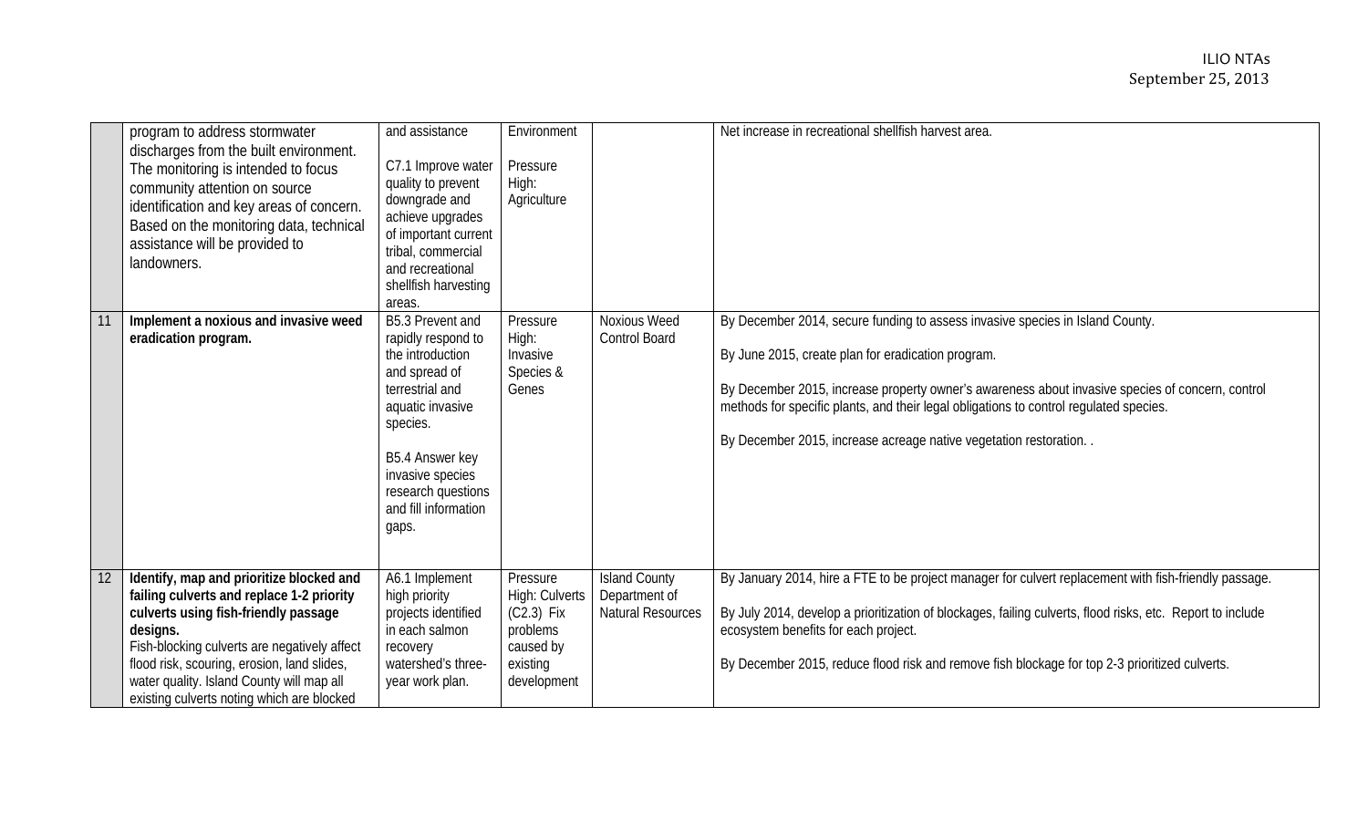| | | | | | |
|---|---|---|---|---|---|
| | program to address stormwater discharges from the built environment. The monitoring is intended to focus community attention on source identification and key areas of concern. Based on the monitoring data, technical assistance will be provided to landowners. | and assistance<br><br>C7.1 Improve water quality to prevent downgrade and achieve upgrades of important current tribal, commercial and recreational shellfish harvesting areas. | Environment<br><br>Pressure High: Agriculture | | Net increase in recreational shellfish harvest area. |
| 11 | **Implement a noxious and invasive weed eradication program.** | B5.3 Prevent and rapidly respond to the introduction and spread of terrestrial and aquatic invasive species.<br><br>B5.4 Answer key invasive species research questions and fill information gaps. | Pressure High: Invasive Species & Genes | Noxious Weed Control Board | By December 2014, secure funding to assess invasive species in Island County.<br><br>By June 2015, create plan for eradication program.<br><br>By December 2015, increase property owner's awareness about invasive species of concern, control methods for specific plants, and their legal obligations to control regulated species.<br><br>By December 2015, increase acreage native vegetation restoration. . |
| 12 | **Identify, map and prioritize blocked and failing culverts and replace 1-2 priority culverts using fish-friendly passage designs.**<br>Fish-blocking culverts are negatively affect flood risk, scouring, erosion, land slides, water quality. Island County will map all existing culverts noting which are blocked | A6.1 Implement high priority projects identified in each salmon recovery watershed's three-year work plan. | Pressure High: Culverts (C2.3) Fix problems caused by existing development | Island County Department of Natural Resources | By January 2014, hire a FTE to be project manager for culvert replacement with fish-friendly passage.<br><br>By July 2014, develop a prioritization of blockages, failing culverts, flood risks, etc. Report to include ecosystem benefits for each project.<br><br>By December 2015, reduce flood risk and remove fish blockage for top 2-3 prioritized culverts. |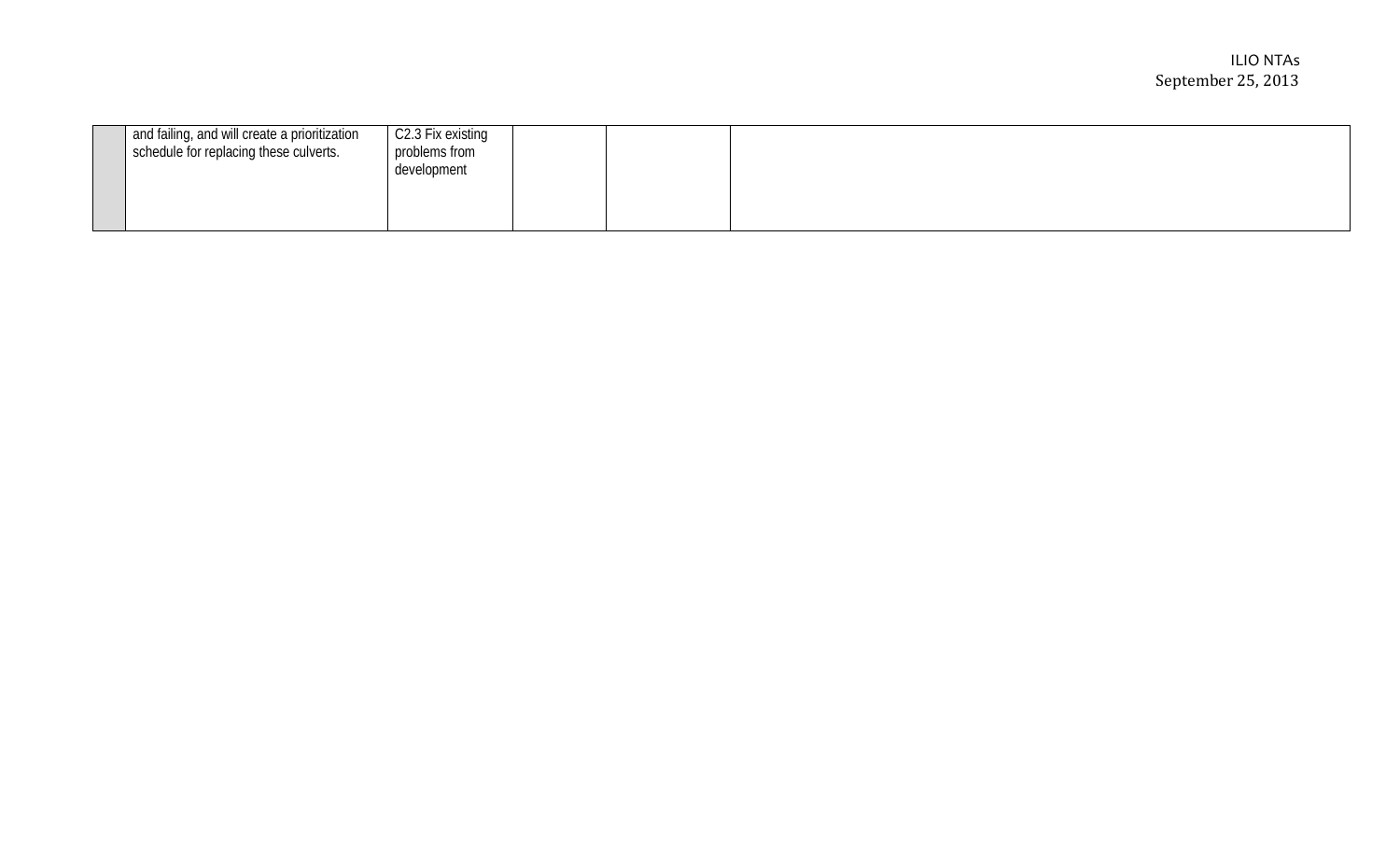| | | | | | |
|---|---|---|---|---|---|
| | and failing, and will create a prioritization schedule for replacing these culverts. | C2.3 Fix existing problems from development | | | |